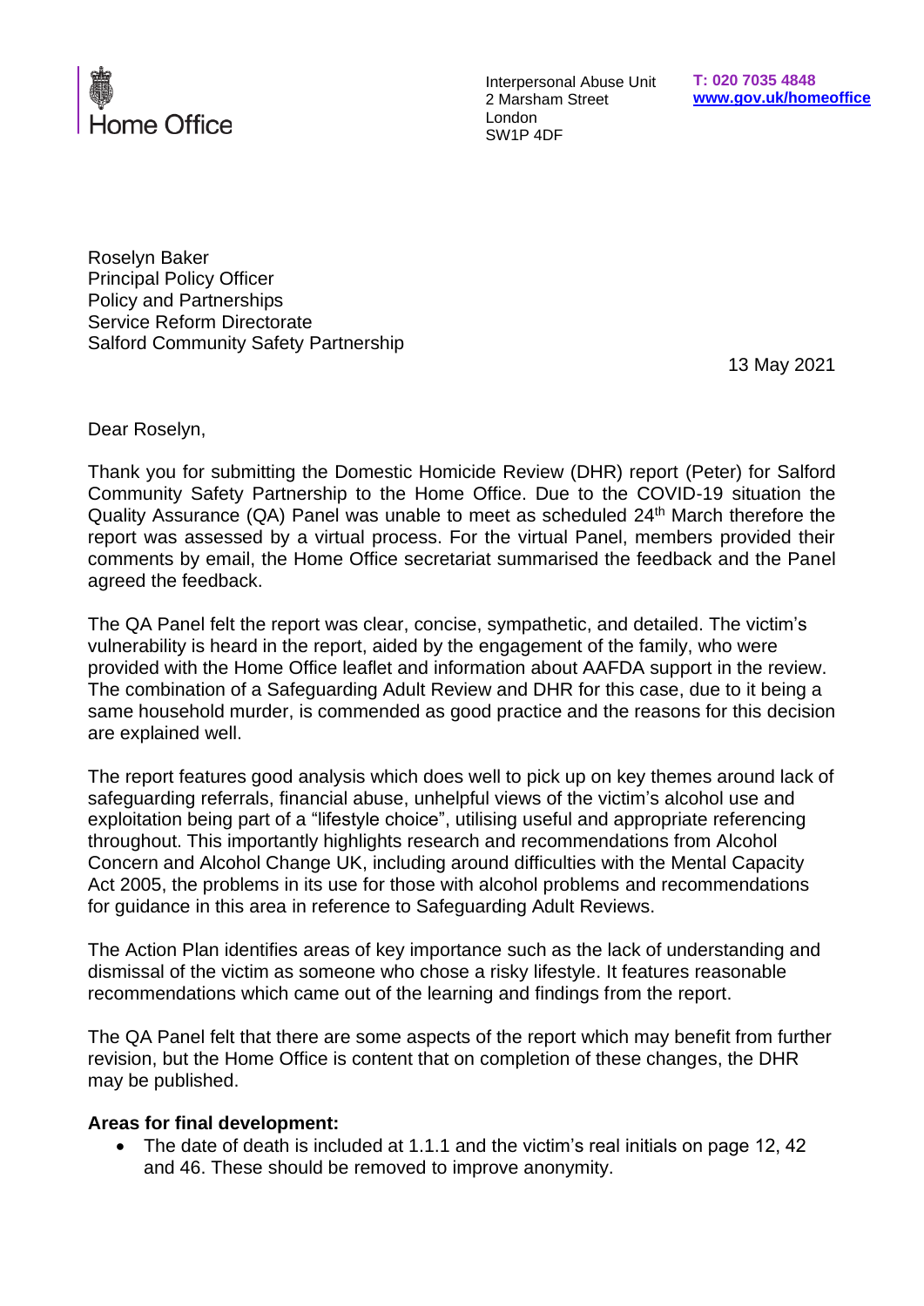Home Office

Interpersonal Abuse Unit
2 Marsham Street
London
SW1P 4DF

**T: 020 7035 4848**
**www.gov.uk/homeoffice**

Roselyn Baker
Principal Policy Officer
Policy and Partnerships
Service Reform Directorate
Salford Community Safety Partnership

13 May 2021

Dear Roselyn,

Thank you for submitting the Domestic Homicide Review (DHR) report (Peter) for Salford Community Safety Partnership to the Home Office. Due to the COVID-19 situation the Quality Assurance (QA) Panel was unable to meet as scheduled 24th March therefore the report was assessed by a virtual process. For the virtual Panel, members provided their comments by email, the Home Office secretariat summarised the feedback and the Panel agreed the feedback.

The QA Panel felt the report was clear, concise, sympathetic, and detailed. The victim's vulnerability is heard in the report, aided by the engagement of the family, who were provided with the Home Office leaflet and information about AAFDA support in the review. The combination of a Safeguarding Adult Review and DHR for this case, due to it being a same household murder, is commended as good practice and the reasons for this decision are explained well.

The report features good analysis which does well to pick up on key themes around lack of safeguarding referrals, financial abuse, unhelpful views of the victim's alcohol use and exploitation being part of a "lifestyle choice", utilising useful and appropriate referencing throughout. This importantly highlights research and recommendations from Alcohol Concern and Alcohol Change UK, including around difficulties with the Mental Capacity Act 2005, the problems in its use for those with alcohol problems and recommendations for guidance in this area in reference to Safeguarding Adult Reviews.

The Action Plan identifies areas of key importance such as the lack of understanding and dismissal of the victim as someone who chose a risky lifestyle. It features reasonable recommendations which came out of the learning and findings from the report.

The QA Panel felt that there are some aspects of the report which may benefit from further revision, but the Home Office is content that on completion of these changes, the DHR may be published.

**Areas for final development:**

- The date of death is included at 1.1.1 and the victim's real initials on page 12, 42 and 46. These should be removed to improve anonymity.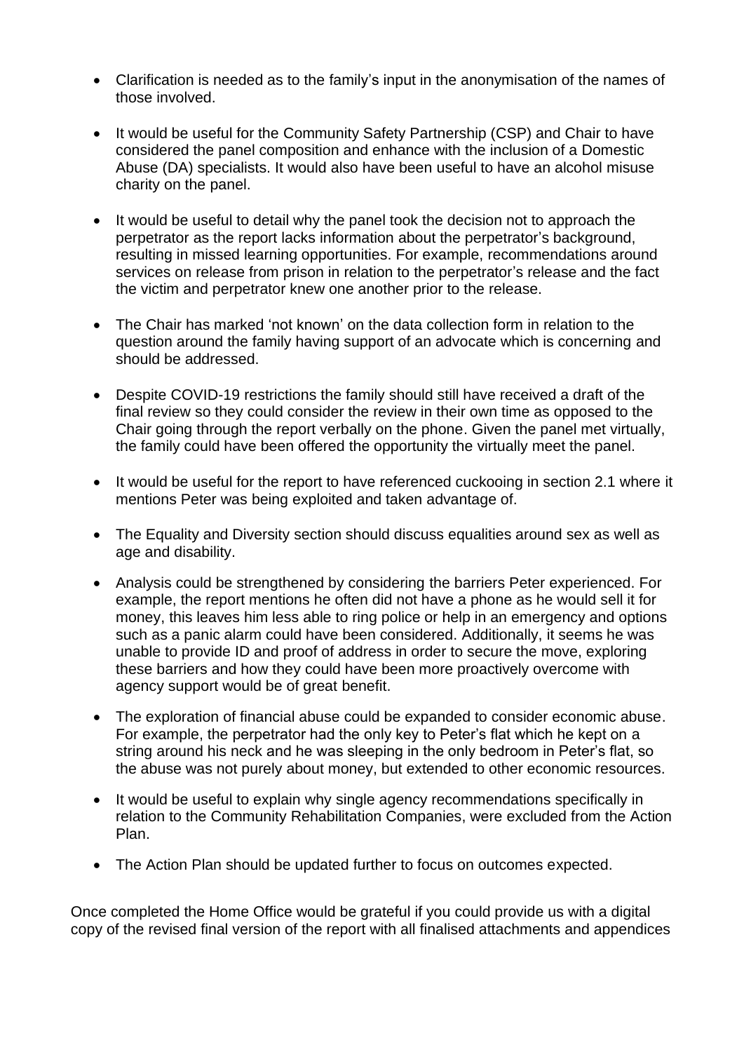- Clarification is needed as to the family's input in the anonymisation of the names of those involved.

- It would be useful for the Community Safety Partnership (CSP) and Chair to have considered the panel composition and enhance with the inclusion of a Domestic Abuse (DA) specialists. It would also have been useful to have an alcohol misuse charity on the panel.

- It would be useful to detail why the panel took the decision not to approach the perpetrator as the report lacks information about the perpetrator's background, resulting in missed learning opportunities. For example, recommendations around services on release from prison in relation to the perpetrator's release and the fact the victim and perpetrator knew one another prior to the release.

- The Chair has marked 'not known' on the data collection form in relation to the question around the family having support of an advocate which is concerning and should be addressed.

- Despite COVID-19 restrictions the family should still have received a draft of the final review so they could consider the review in their own time as opposed to the Chair going through the report verbally on the phone. Given the panel met virtually, the family could have been offered the opportunity the virtually meet the panel.

- It would be useful for the report to have referenced cuckooing in section 2.1 where it mentions Peter was being exploited and taken advantage of.

- The Equality and Diversity section should discuss equalities around sex as well as age and disability.

- Analysis could be strengthened by considering the barriers Peter experienced. For example, the report mentions he often did not have a phone as he would sell it for money, this leaves him less able to ring police or help in an emergency and options such as a panic alarm could have been considered. Additionally, it seems he was unable to provide ID and proof of address in order to secure the move, exploring these barriers and how they could have been more proactively overcome with agency support would be of great benefit.

- The exploration of financial abuse could be expanded to consider economic abuse. For example, the perpetrator had the only key to Peter's flat which he kept on a string around his neck and he was sleeping in the only bedroom in Peter's flat, so the abuse was not purely about money, but extended to other economic resources.

- It would be useful to explain why single agency recommendations specifically in relation to the Community Rehabilitation Companies, were excluded from the Action Plan.

- The Action Plan should be updated further to focus on outcomes expected.

Once completed the Home Office would be grateful if you could provide us with a digital copy of the revised final version of the report with all finalised attachments and appendices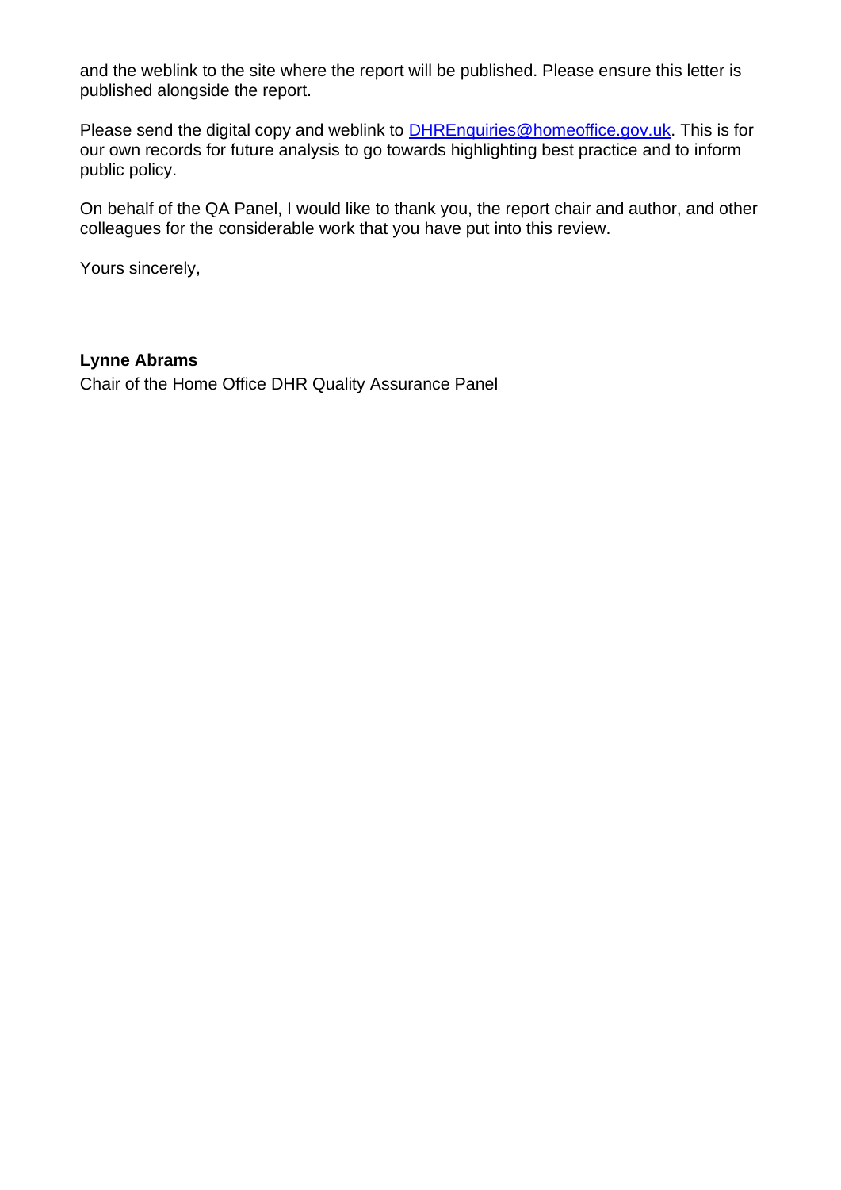and the weblink to the site where the report will be published. Please ensure this letter is published alongside the report.

Please send the digital copy and weblink to DHREnquiries@homeoffice.gov.uk. This is for our own records for future analysis to go towards highlighting best practice and to inform public policy.

On behalf of the QA Panel, I would like to thank you, the report chair and author, and other colleagues for the considerable work that you have put into this review.

Yours sincerely,

**Lynne Abrams**
Chair of the Home Office DHR Quality Assurance Panel